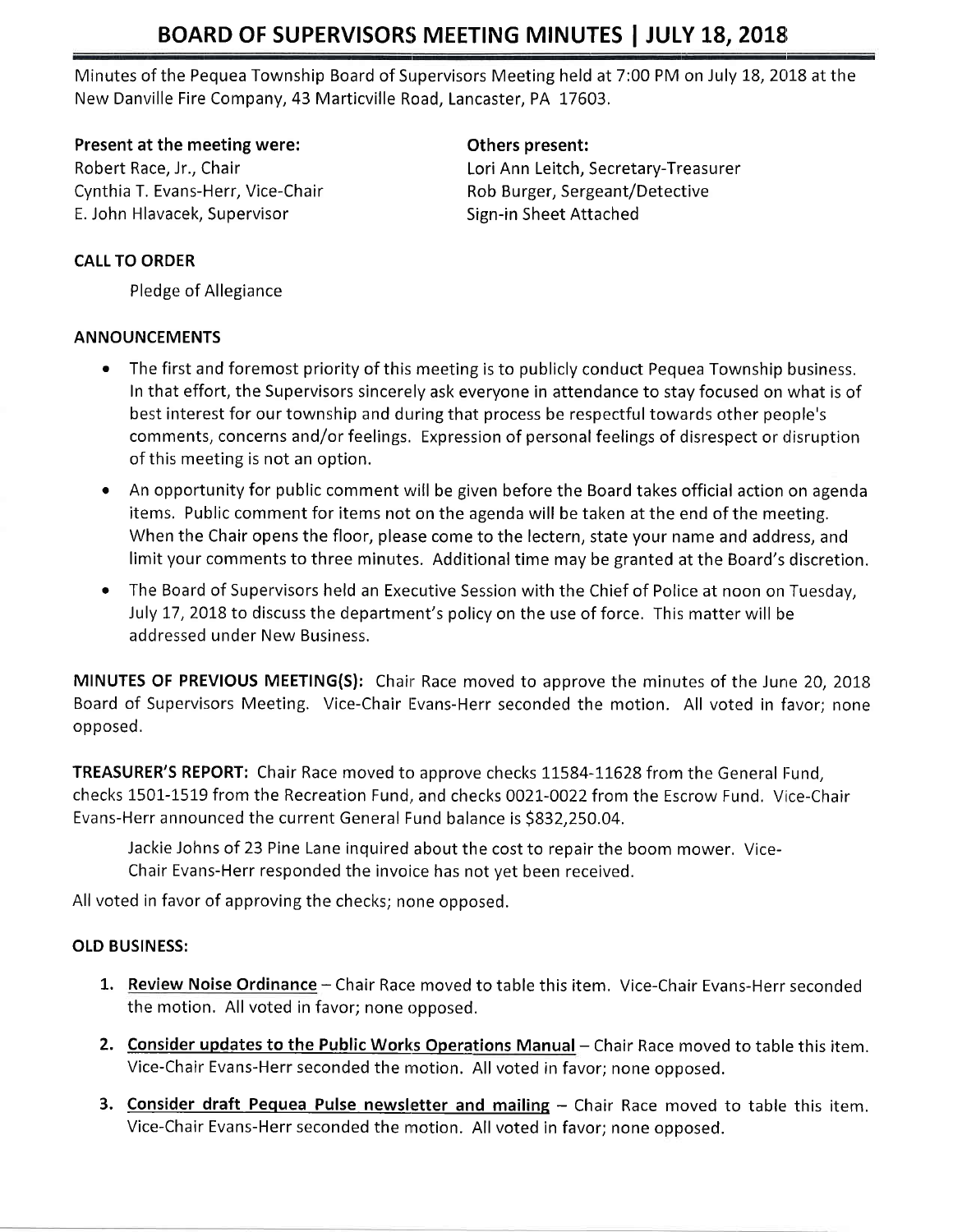# BOARD OF SUPERVISORS MEETING MINUTES | JULY 18, 2018

Minutes of the Pequea Township Board of Supervisors Meeting held at 7:00 PM on July 18, 2018 at the New Danville Fire Company, 43 Marticville Road, Lancaster, PA 17603.

**Present at the meeting were:**
Robert Race, Jr., Chair
Cynthia T. Evans-Herr, Vice-Chair
E. John Hlavacek, Supervisor

**Others present:**
Lori Ann Leitch, Secretary-Treasurer
Rob Burger, Sergeant/Detective
Sign-in Sheet Attached

**CALL TO ORDER**

Pledge of Allegiance

**ANNOUNCEMENTS**

- The first and foremost priority of this meeting is to publicly conduct Pequea Township business. In that effort, the Supervisors sincerely ask everyone in attendance to stay focused on what is of best interest for our township and during that process be respectful towards other people's comments, concerns and/or feelings. Expression of personal feelings of disrespect or disruption of this meeting is not an option.
- An opportunity for public comment will be given before the Board takes official action on agenda items. Public comment for items not on the agenda will be taken at the end of the meeting. When the Chair opens the floor, please come to the lectern, state your name and address, and limit your comments to three minutes. Additional time may be granted at the Board's discretion.
- The Board of Supervisors held an Executive Session with the Chief of Police at noon on Tuesday, July 17, 2018 to discuss the department's policy on the use of force. This matter will be addressed under New Business.

**MINUTES OF PREVIOUS MEETING(S):** Chair Race moved to approve the minutes of the June 20, 2018 Board of Supervisors Meeting. Vice-Chair Evans-Herr seconded the motion. All voted in favor; none opposed.

**TREASURER'S REPORT:** Chair Race moved to approve checks 11584-11628 from the General Fund, checks 1501-1519 from the Recreation Fund, and checks 0021-0022 from the Escrow Fund. Vice-Chair Evans-Herr announced the current General Fund balance is $832,250.04.

> Jackie Johns of 23 Pine Lane inquired about the cost to repair the boom mower. Vice-Chair Evans-Herr responded the invoice has not yet been received.

All voted in favor of approving the checks; none opposed.

**OLD BUSINESS:**

1. **Review Noise Ordinance** – Chair Race moved to table this item. Vice-Chair Evans-Herr seconded the motion. All voted in favor; none opposed.
2. **Consider updates to the Public Works Operations Manual** – Chair Race moved to table this item. Vice-Chair Evans-Herr seconded the motion. All voted in favor; none opposed.
3. **Consider draft Pequea Pulse newsletter and mailing** – Chair Race moved to table this item. Vice-Chair Evans-Herr seconded the motion. All voted in favor; none opposed.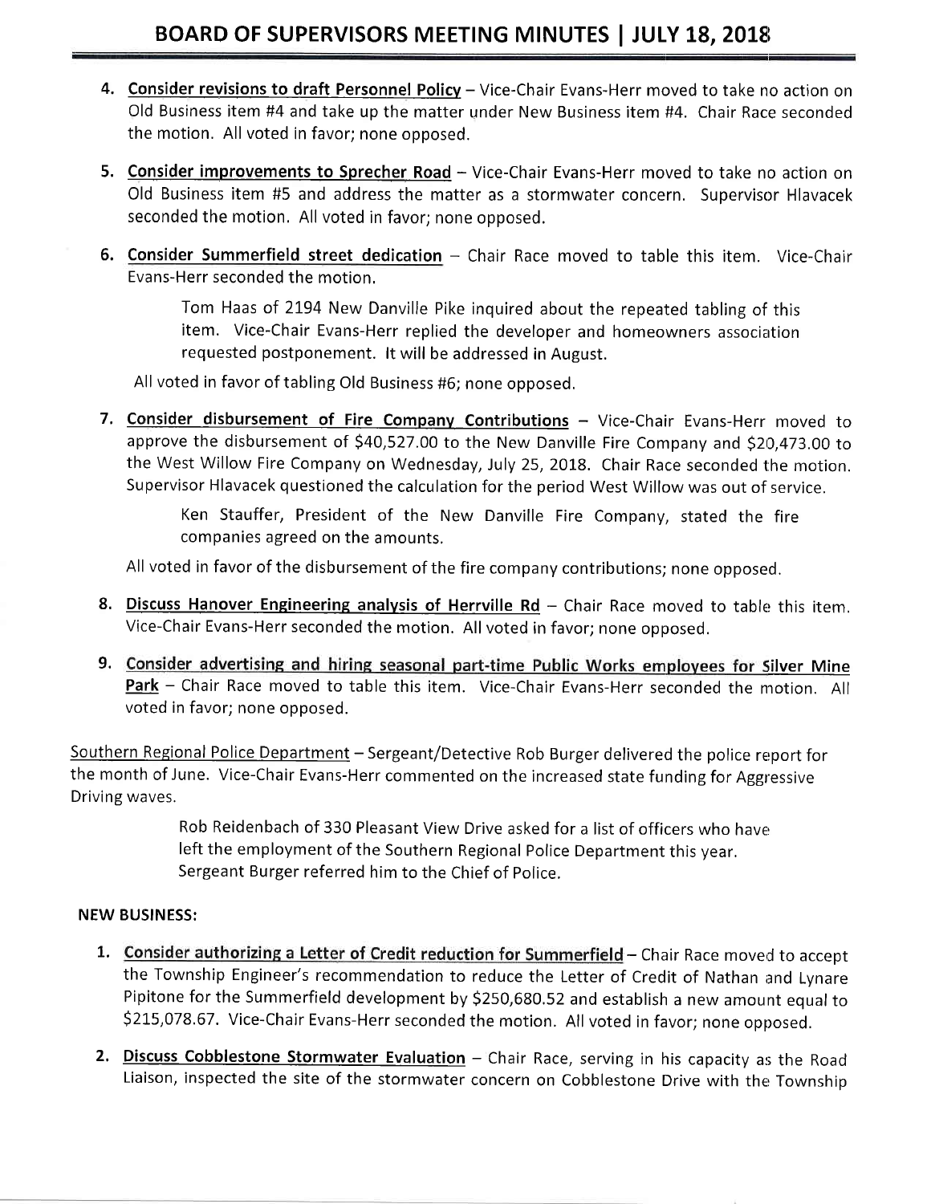4. **Consider revisions to draft Personnel Policy** – Vice-Chair Evans-Herr moved to take no action on Old Business item #4 and take up the matter under New Business item #4. Chair Race seconded the motion. All voted in favor; none opposed.

5. **Consider improvements to Sprecher Road** – Vice-Chair Evans-Herr moved to take no action on Old Business item #5 and address the matter as a stormwater concern. Supervisor Hlavacek seconded the motion. All voted in favor; none opposed.

6. **Consider Summerfield street dedication** – Chair Race moved to table this item. Vice-Chair Evans-Herr seconded the motion.

   > Tom Haas of 2194 New Danville Pike inquired about the repeated tabling of this item. Vice-Chair Evans-Herr replied the developer and homeowners association requested postponement. It will be addressed in August.

   All voted in favor of tabling Old Business #6; none opposed.

7. **Consider disbursement of Fire Company Contributions** – Vice-Chair Evans-Herr moved to approve the disbursement of $40,527.00 to the New Danville Fire Company and $20,473.00 to the West Willow Fire Company on Wednesday, July 25, 2018. Chair Race seconded the motion. Supervisor Hlavacek questioned the calculation for the period West Willow was out of service.

   > Ken Stauffer, President of the New Danville Fire Company, stated the fire companies agreed on the amounts.

   All voted in favor of the disbursement of the fire company contributions; none opposed.

8. **Discuss Hanover Engineering analysis of Herrville Rd** – Chair Race moved to table this item. Vice-Chair Evans-Herr seconded the motion. All voted in favor; none opposed.

9. **Consider advertising and hiring seasonal part-time Public Works employees for Silver Mine Park** – Chair Race moved to table this item. Vice-Chair Evans-Herr seconded the motion. All voted in favor; none opposed.

Southern Regional Police Department – Sergeant/Detective Rob Burger delivered the police report for the month of June. Vice-Chair Evans-Herr commented on the increased state funding for Aggressive Driving waves.

> Rob Reidenbach of 330 Pleasant View Drive asked for a list of officers who have left the employment of the Southern Regional Police Department this year. Sergeant Burger referred him to the Chief of Police.

**NEW BUSINESS:**

1. **Consider authorizing a Letter of Credit reduction for Summerfield** – Chair Race moved to accept the Township Engineer's recommendation to reduce the Letter of Credit of Nathan and Lynare Pipitone for the Summerfield development by $250,680.52 and establish a new amount equal to $215,078.67. Vice-Chair Evans-Herr seconded the motion. All voted in favor; none opposed.

2. **Discuss Cobblestone Stormwater Evaluation** – Chair Race, serving in his capacity as the Road Liaison, inspected the site of the stormwater concern on Cobblestone Drive with the Township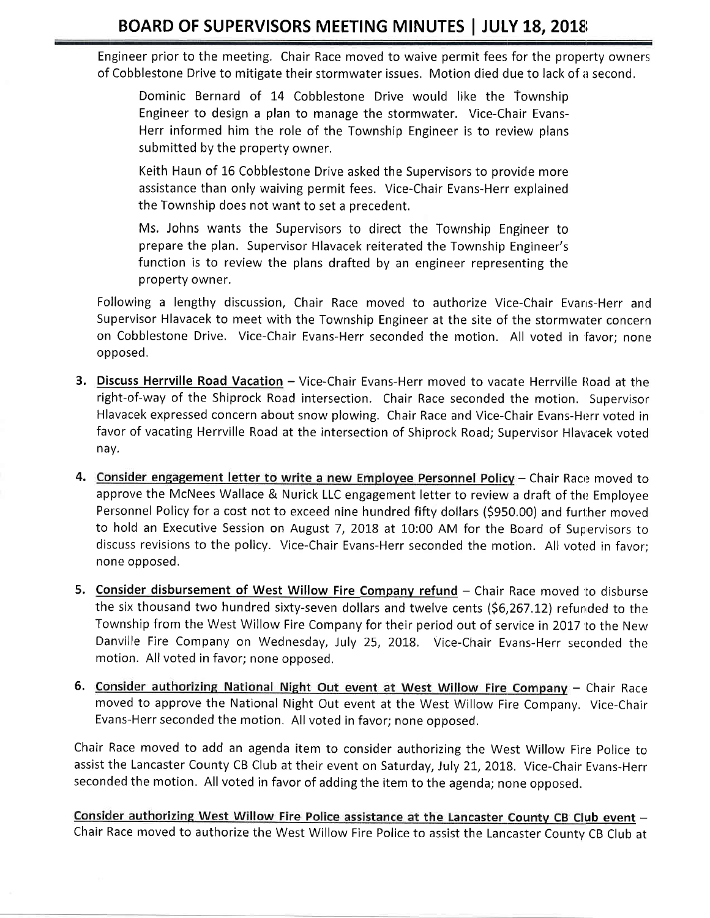Engineer prior to the meeting. Chair Race moved to waive permit fees for the property owners of Cobblestone Drive to mitigate their stormwater issues. Motion died due to lack of a second.

> Dominic Bernard of 14 Cobblestone Drive would like the Township Engineer to design a plan to manage the stormwater. Vice-Chair Evans-Herr informed him the role of the Township Engineer is to review plans submitted by the property owner.
>
> Keith Haun of 16 Cobblestone Drive asked the Supervisors to provide more assistance than only waiving permit fees. Vice-Chair Evans-Herr explained the Township does not want to set a precedent.
>
> Ms. Johns wants the Supervisors to direct the Township Engineer to prepare the plan. Supervisor Hlavacek reiterated the Township Engineer's function is to review the plans drafted by an engineer representing the property owner.

Following a lengthy discussion, Chair Race moved to authorize Vice-Chair Evans-Herr and Supervisor Hlavacek to meet with the Township Engineer at the site of the stormwater concern on Cobblestone Drive. Vice-Chair Evans-Herr seconded the motion. All voted in favor; none opposed.

3. **Discuss Herrville Road Vacation** – Vice-Chair Evans-Herr moved to vacate Herrville Road at the right-of-way of the Shiprock Road intersection. Chair Race seconded the motion. Supervisor Hlavacek expressed concern about snow plowing. Chair Race and Vice-Chair Evans-Herr voted in favor of vacating Herrville Road at the intersection of Shiprock Road; Supervisor Hlavacek voted nay.

4. **Consider engagement letter to write a new Employee Personnel Policy** – Chair Race moved to approve the McNees Wallace & Nurick LLC engagement letter to review a draft of the Employee Personnel Policy for a cost not to exceed nine hundred fifty dollars ($950.00) and further moved to hold an Executive Session on August 7, 2018 at 10:00 AM for the Board of Supervisors to discuss revisions to the policy. Vice-Chair Evans-Herr seconded the motion. All voted in favor; none opposed.

5. **Consider disbursement of West Willow Fire Company refund** – Chair Race moved to disburse the six thousand two hundred sixty-seven dollars and twelve cents ($6,267.12) refunded to the Township from the West Willow Fire Company for their period out of service in 2017 to the New Danville Fire Company on Wednesday, July 25, 2018. Vice-Chair Evans-Herr seconded the motion. All voted in favor; none opposed.

6. **Consider authorizing National Night Out event at West Willow Fire Company** – Chair Race moved to approve the National Night Out event at the West Willow Fire Company. Vice-Chair Evans-Herr seconded the motion. All voted in favor; none opposed.

Chair Race moved to add an agenda item to consider authorizing the West Willow Fire Police to assist the Lancaster County CB Club at their event on Saturday, July 21, 2018. Vice-Chair Evans-Herr seconded the motion. All voted in favor of adding the item to the agenda; none opposed.

**Consider authorizing West Willow Fire Police assistance at the Lancaster County CB Club event** – Chair Race moved to authorize the West Willow Fire Police to assist the Lancaster County CB Club at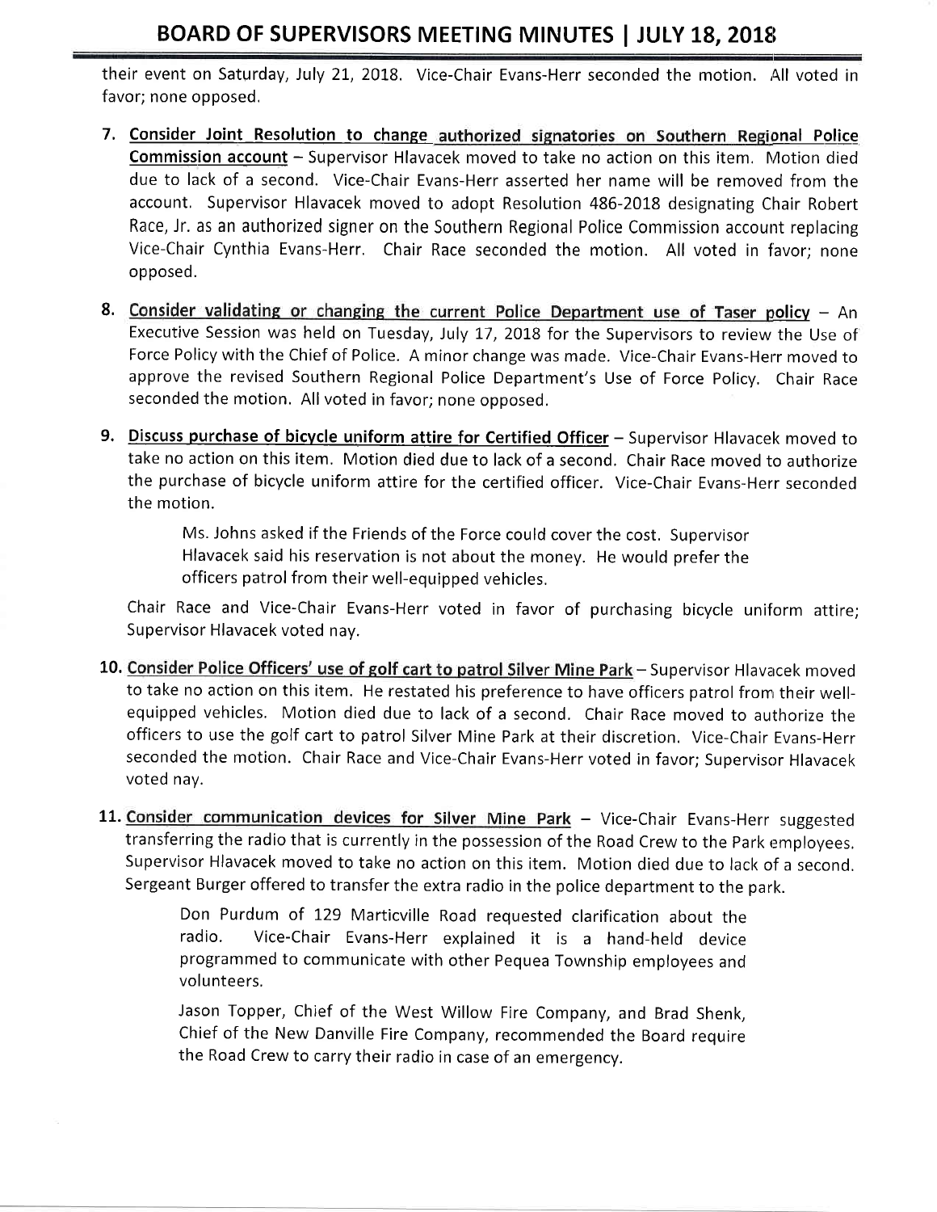their event on Saturday, July 21, 2018. Vice-Chair Evans-Herr seconded the motion. All voted in favor; none opposed.

7. **Consider Joint Resolution to change authorized signatories on Southern Regional Police Commission account** – Supervisor Hlavacek moved to take no action on this item. Motion died due to lack of a second. Vice-Chair Evans-Herr asserted her name will be removed from the account. Supervisor Hlavacek moved to adopt Resolution 486-2018 designating Chair Robert Race, Jr. as an authorized signer on the Southern Regional Police Commission account replacing Vice-Chair Cynthia Evans-Herr. Chair Race seconded the motion. All voted in favor; none opposed.

8. **Consider validating or changing the current Police Department use of Taser policy** – An Executive Session was held on Tuesday, July 17, 2018 for the Supervisors to review the Use of Force Policy with the Chief of Police. A minor change was made. Vice-Chair Evans-Herr moved to approve the revised Southern Regional Police Department's Use of Force Policy. Chair Race seconded the motion. All voted in favor; none opposed.

9. **Discuss purchase of bicycle uniform attire for Certified Officer** – Supervisor Hlavacek moved to take no action on this item. Motion died due to lack of a second. Chair Race moved to authorize the purchase of bicycle uniform attire for the certified officer. Vice-Chair Evans-Herr seconded the motion.

   > Ms. Johns asked if the Friends of the Force could cover the cost. Supervisor Hlavacek said his reservation is not about the money. He would prefer the officers patrol from their well-equipped vehicles.

   Chair Race and Vice-Chair Evans-Herr voted in favor of purchasing bicycle uniform attire; Supervisor Hlavacek voted nay.

10. **Consider Police Officers' use of golf cart to patrol Silver Mine Park** – Supervisor Hlavacek moved to take no action on this item. He restated his preference to have officers patrol from their well-equipped vehicles. Motion died due to lack of a second. Chair Race moved to authorize the officers to use the golf cart to patrol Silver Mine Park at their discretion. Vice-Chair Evans-Herr seconded the motion. Chair Race and Vice-Chair Evans-Herr voted in favor; Supervisor Hlavacek voted nay.

11. **Consider communication devices for Silver Mine Park** – Vice-Chair Evans-Herr suggested transferring the radio that is currently in the possession of the Road Crew to the Park employees. Supervisor Hlavacek moved to take no action on this item. Motion died due to lack of a second. Sergeant Burger offered to transfer the extra radio in the police department to the park.

    > Don Purdum of 129 Marticville Road requested clarification about the radio. Vice-Chair Evans-Herr explained it is a hand-held device programmed to communicate with other Pequea Township employees and volunteers.
    >
    > Jason Topper, Chief of the West Willow Fire Company, and Brad Shenk, Chief of the New Danville Fire Company, recommended the Board require the Road Crew to carry their radio in case of an emergency.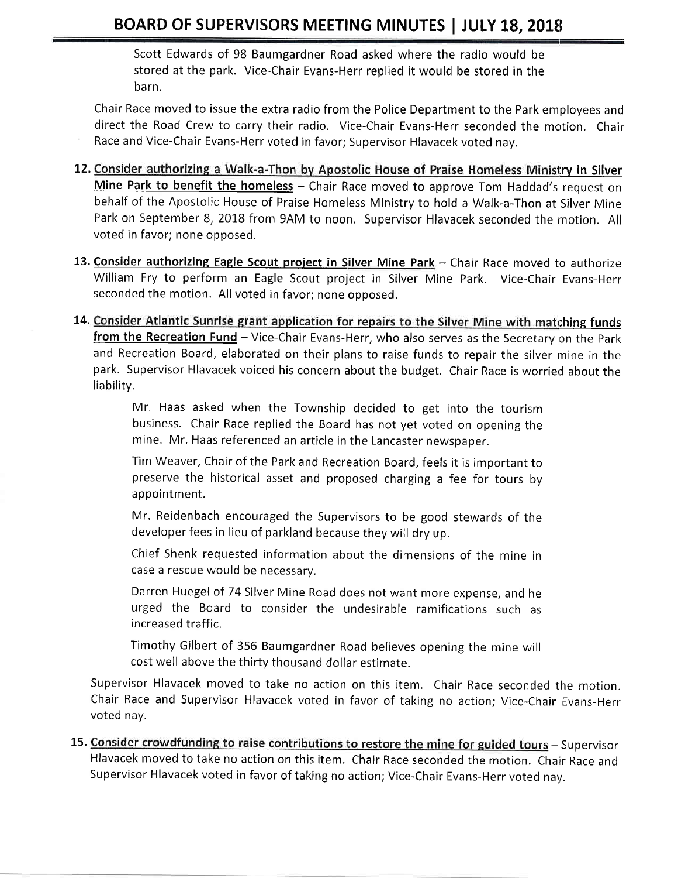Scott Edwards of 98 Baumgardner Road asked where the radio would be stored at the park. Vice-Chair Evans-Herr replied it would be stored in the barn.

Chair Race moved to issue the extra radio from the Police Department to the Park employees and direct the Road Crew to carry their radio. Vice-Chair Evans-Herr seconded the motion. Chair Race and Vice-Chair Evans-Herr voted in favor; Supervisor Hlavacek voted nay.

12. **Consider authorizing a Walk-a-Thon by Apostolic House of Praise Homeless Ministry in Silver Mine Park to benefit the homeless** – Chair Race moved to approve Tom Haddad's request on behalf of the Apostolic House of Praise Homeless Ministry to hold a Walk-a-Thon at Silver Mine Park on September 8, 2018 from 9AM to noon. Supervisor Hlavacek seconded the motion. All voted in favor; none opposed.

13. **Consider authorizing Eagle Scout project in Silver Mine Park** – Chair Race moved to authorize William Fry to perform an Eagle Scout project in Silver Mine Park. Vice-Chair Evans-Herr seconded the motion. All voted in favor; none opposed.

14. **Consider Atlantic Sunrise grant application for repairs to the Silver Mine with matching funds from the Recreation Fund** – Vice-Chair Evans-Herr, who also serves as the Secretary on the Park and Recreation Board, elaborated on their plans to raise funds to repair the silver mine in the park. Supervisor Hlavacek voiced his concern about the budget. Chair Race is worried about the liability.

    Mr. Haas asked when the Township decided to get into the tourism business. Chair Race replied the Board has not yet voted on opening the mine. Mr. Haas referenced an article in the Lancaster newspaper.

    Tim Weaver, Chair of the Park and Recreation Board, feels it is important to preserve the historical asset and proposed charging a fee for tours by appointment.

    Mr. Reidenbach encouraged the Supervisors to be good stewards of the developer fees in lieu of parkland because they will dry up.

    Chief Shenk requested information about the dimensions of the mine in case a rescue would be necessary.

    Darren Huegel of 74 Silver Mine Road does not want more expense, and he urged the Board to consider the undesirable ramifications such as increased traffic.

    Timothy Gilbert of 356 Baumgardner Road believes opening the mine will cost well above the thirty thousand dollar estimate.

    Supervisor Hlavacek moved to take no action on this item. Chair Race seconded the motion. Chair Race and Supervisor Hlavacek voted in favor of taking no action; Vice-Chair Evans-Herr voted nay.

15. **Consider crowdfunding to raise contributions to restore the mine for guided tours** – Supervisor Hlavacek moved to take no action on this item. Chair Race seconded the motion. Chair Race and Supervisor Hlavacek voted in favor of taking no action; Vice-Chair Evans-Herr voted nay.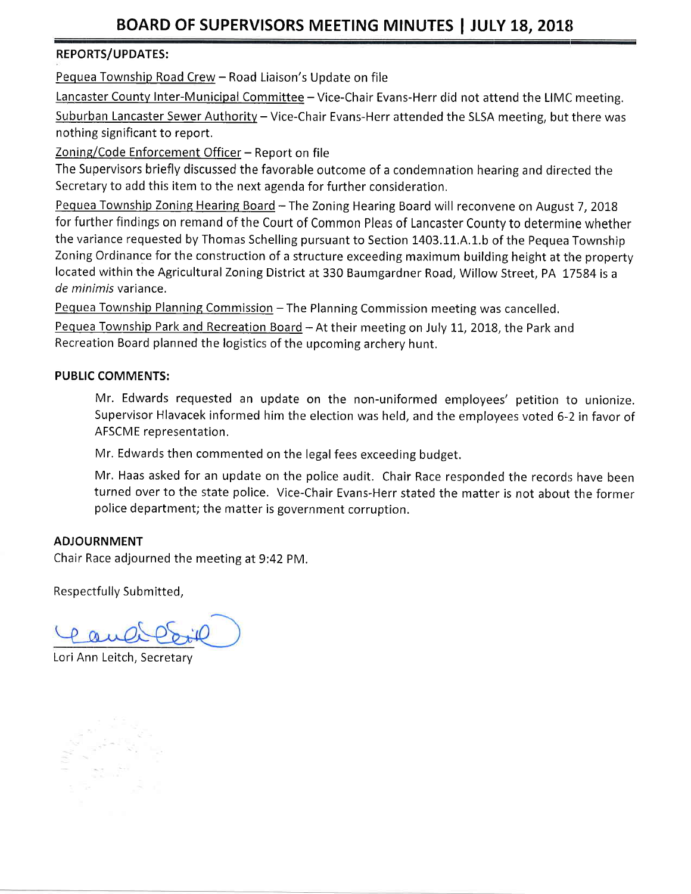## REPORTS/UPDATES:

Pequea Township Road Crew – Road Liaison's Update on file

Lancaster County Inter-Municipal Committee – Vice-Chair Evans-Herr did not attend the LIMC meeting.

Suburban Lancaster Sewer Authority – Vice-Chair Evans-Herr attended the SLSA meeting, but there was nothing significant to report.

Zoning/Code Enforcement Officer – Report on file

The Supervisors briefly discussed the favorable outcome of a condemnation hearing and directed the Secretary to add this item to the next agenda for further consideration.

Pequea Township Zoning Hearing Board – The Zoning Hearing Board will reconvene on August 7, 2018 for further findings on remand of the Court of Common Pleas of Lancaster County to determine whether the variance requested by Thomas Schelling pursuant to Section 1403.11.A.1.b of the Pequea Township Zoning Ordinance for the construction of a structure exceeding maximum building height at the property located within the Agricultural Zoning District at 330 Baumgardner Road, Willow Street, PA 17584 is a *de minimis* variance.

Pequea Township Planning Commission – The Planning Commission meeting was cancelled.

Pequea Township Park and Recreation Board – At their meeting on July 11, 2018, the Park and Recreation Board planned the logistics of the upcoming archery hunt.

## PUBLIC COMMENTS:

Mr. Edwards requested an update on the non-uniformed employees' petition to unionize. Supervisor Hlavacek informed him the election was held, and the employees voted 6-2 in favor of AFSCME representation.

Mr. Edwards then commented on the legal fees exceeding budget.

Mr. Haas asked for an update on the police audit. Chair Race responded the records have been turned over to the state police. Vice-Chair Evans-Herr stated the matter is not about the former police department; the matter is government corruption.

## ADJOURNMENT

Chair Race adjourned the meeting at 9:42 PM.

Respectfully Submitted,

Lori Ann Leitch, Secretary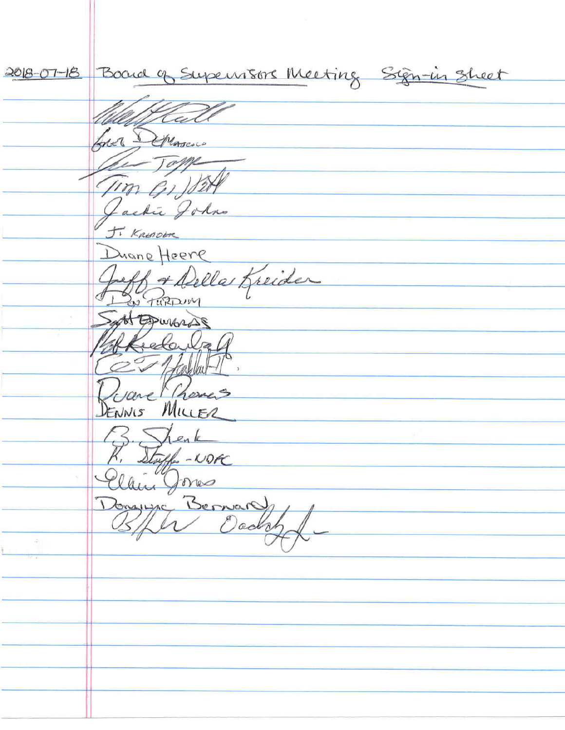2018-07-18 Board of Supervisors Meeting Sign-in Sheet

Walt Hall

Greg DeMarsco

Lew Topper

Tim G. Wert

Jackie Johns

J. Krenber

Duane Heere

Jeff + Della Kreider

Don Purdum

Scott Edwards

Ref Reedenbach

C. J. Hubbert II

Duane Thomas

DENNIS MILLER

B. Shenk

K. Stauffer - NDFC

Elaine Jones

Dominic Bernard

B. Lee Oaddy Jr.